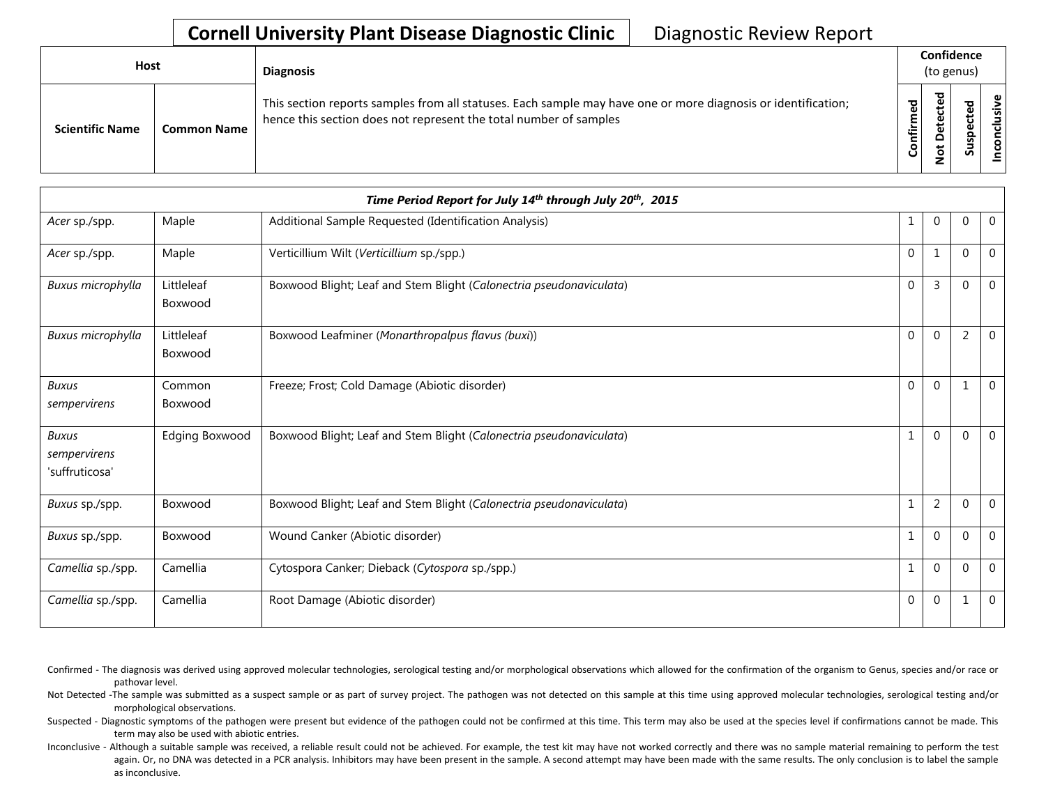# Cornell University Plant Disease Diagnostic Clinic

Diagnostic Review Report

| Host | | Diagnosis | Confidence (to genus) | | | |
|---|---|---|---|---|---|---|
| Scientific Name | Common Name | This section reports samples from all statuses. Each sample may have one or more diagnosis or identification; hence this section does not represent the total number of samples | Confirmed | Not Detected | Suspected | Inconclusive |

| *Time Period Report for July 14th through July 20th, 2015* | | | | | | |
|---|---|---|---|---|---|---|
| *Acer* sp./spp. | Maple | Additional Sample Requested (Identification Analysis) | 1 | 0 | 0 | 0 |
| *Acer* sp./spp. | Maple | Verticillium Wilt (*Verticillium* sp./spp.) | 0 | 1 | 0 | 0 |
| *Buxus microphylla* | Littleleaf Boxwood | Boxwood Blight; Leaf and Stem Blight (*Calonectria pseudonaviculata*) | 0 | 3 | 0 | 0 |
| *Buxus microphylla* | Littleleaf Boxwood | Boxwood Leafminer (*Monarthropalpus flavus (buxi)*) | 0 | 0 | 2 | 0 |
| *Buxus sempervirens* | Common Boxwood | Freeze; Frost; Cold Damage (Abiotic disorder) | 0 | 0 | 1 | 0 |
| *Buxus sempervirens 'suffruticosa'* | Edging Boxwood | Boxwood Blight; Leaf and Stem Blight (*Calonectria pseudonaviculata*) | 1 | 0 | 0 | 0 |
| *Buxus* sp./spp. | Boxwood | Boxwood Blight; Leaf and Stem Blight (*Calonectria pseudonaviculata*) | 1 | 2 | 0 | 0 |
| *Buxus* sp./spp. | Boxwood | Wound Canker (Abiotic disorder) | 1 | 0 | 0 | 0 |
| *Camellia* sp./spp. | Camellia | Cytospora Canker; Dieback (*Cytospora* sp./spp.) | 1 | 0 | 0 | 0 |
| *Camellia* sp./spp. | Camellia | Root Damage (Abiotic disorder) | 0 | 0 | 1 | 0 |

Confirmed - The diagnosis was derived using approved molecular technologies, serological testing and/or morphological observations which allowed for the confirmation of the organism to Genus, species and/or race or pathovar level.

Not Detected -The sample was submitted as a suspect sample or as part of survey project. The pathogen was not detected on this sample at this time using approved molecular technologies, serological testing and/or morphological observations.

Suspected - Diagnostic symptoms of the pathogen were present but evidence of the pathogen could not be confirmed at this time. This term may also be used at the species level if confirmations cannot be made. This term may also be used with abiotic entries.

Inconclusive - Although a suitable sample was received, a reliable result could not be achieved. For example, the test kit may have not worked correctly and there was no sample material remaining to perform the test again. Or, no DNA was detected in a PCR analysis. Inhibitors may have been present in the sample. A second attempt may have been made with the same results. The only conclusion is to label the sample as inconclusive.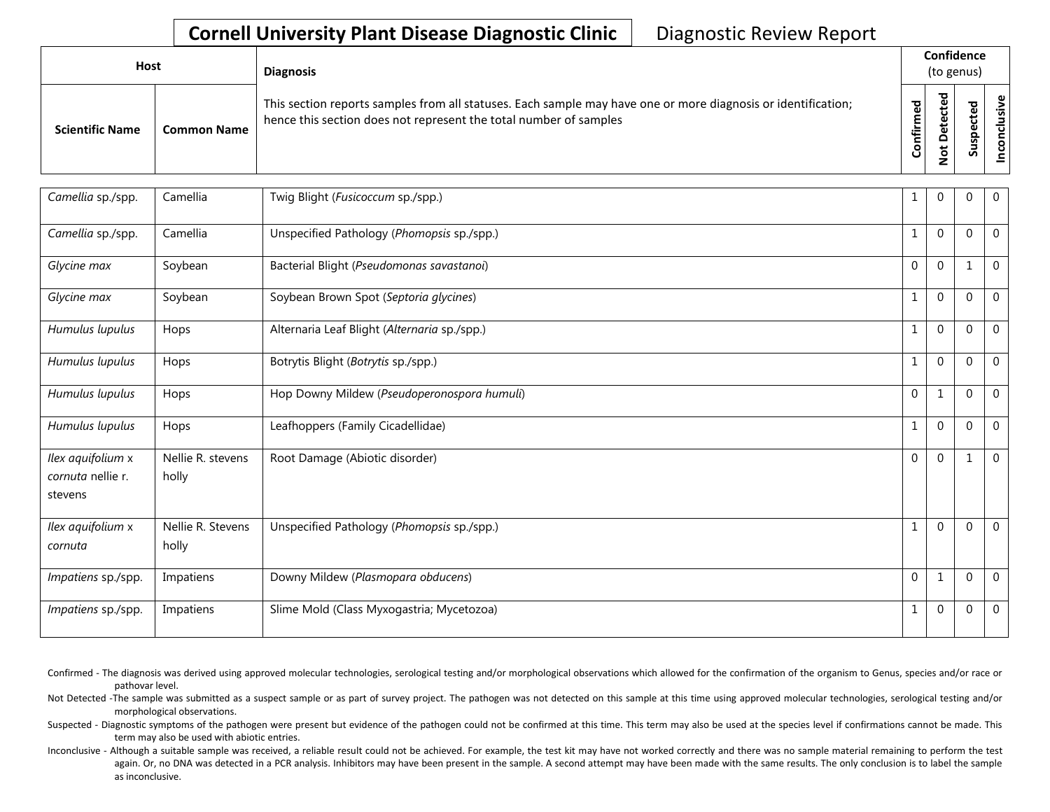**Cornell University Plant Disease Diagnostic Clinic** Diagnostic Review Report

| Host | | Diagnosis | Confidence (to genus) | | | |
|---|---|---|---|---|---|---|
| Scientific Name | Common Name | This section reports samples from all statuses. Each sample may have one or more diagnosis or identification; hence this section does not represent the total number of samples | Confirmed | Not Detected | Suspected | Inconclusive |
| *Camellia* sp./spp. | Camellia | Twig Blight (*Fusicoccum* sp./spp.) | 1 | 0 | 0 | 0 |
| *Camellia* sp./spp. | Camellia | Unspecified Pathology (*Phomopsis* sp./spp.) | 1 | 0 | 0 | 0 |
| *Glycine max* | Soybean | Bacterial Blight (*Pseudomonas savastanoi*) | 0 | 0 | 1 | 0 |
| *Glycine max* | Soybean | Soybean Brown Spot (*Septoria glycines*) | 1 | 0 | 0 | 0 |
| *Humulus lupulus* | Hops | Alternaria Leaf Blight (*Alternaria* sp./spp.) | 1 | 0 | 0 | 0 |
| *Humulus lupulus* | Hops | Botrytis Blight (*Botrytis* sp./spp.) | 1 | 0 | 0 | 0 |
| *Humulus lupulus* | Hops | Hop Downy Mildew (*Pseudoperonospora humuli*) | 0 | 1 | 0 | 0 |
| *Humulus lupulus* | Hops | Leafhoppers (Family Cicadellidae) | 1 | 0 | 0 | 0 |
| *Ilex aquifolium* x *cornuta* nellie r. stevens | Nellie R. stevens holly | Root Damage (Abiotic disorder) | 0 | 0 | 1 | 0 |
| *Ilex aquifolium* x *cornuta* | Nellie R. Stevens holly | Unspecified Pathology (*Phomopsis* sp./spp.) | 1 | 0 | 0 | 0 |
| *Impatiens* sp./spp. | Impatiens | Downy Mildew (*Plasmopara obducens*) | 0 | 1 | 0 | 0 |
| *Impatiens* sp./spp. | Impatiens | Slime Mold (Class Myxogastria; Mycetozoa) | 1 | 0 | 0 | 0 |

Confirmed - The diagnosis was derived using approved molecular technologies, serological testing and/or morphological observations which allowed for the confirmation of the organism to Genus, species and/or race or pathovar level.

Not Detected -The sample was submitted as a suspect sample or as part of survey project. The pathogen was not detected on this sample at this time using approved molecular technologies, serological testing and/or morphological observations.

Suspected - Diagnostic symptoms of the pathogen were present but evidence of the pathogen could not be confirmed at this time. This term may also be used at the species level if confirmations cannot be made. This term may also be used with abiotic entries.

Inconclusive - Although a suitable sample was received, a reliable result could not be achieved. For example, the test kit may have not worked correctly and there was no sample material remaining to perform the test again. Or, no DNA was detected in a PCR analysis. Inhibitors may have been present in the sample. A second attempt may have been made with the same results. The only conclusion is to label the sample as inconclusive.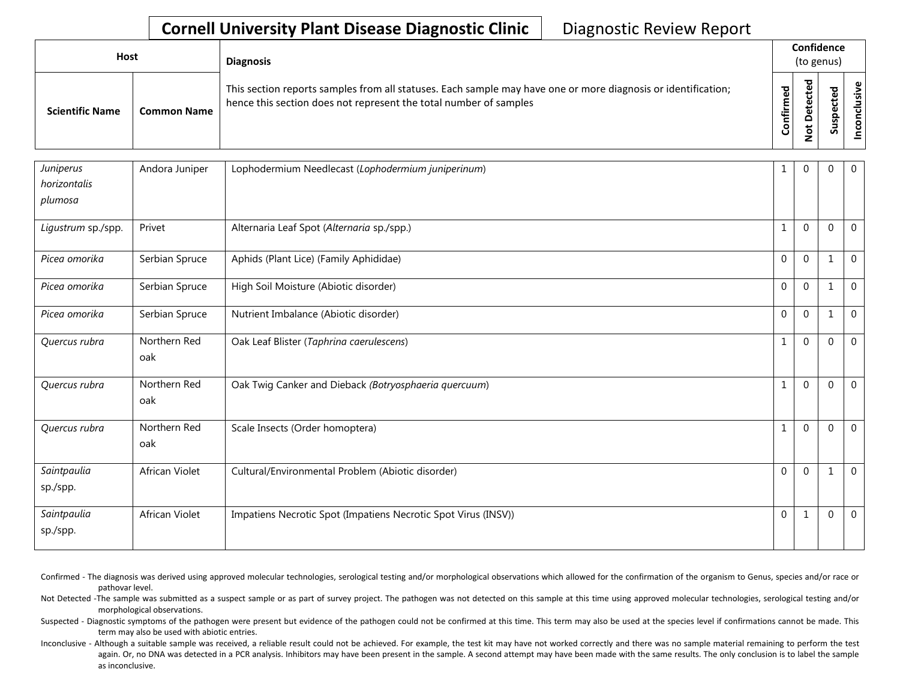# Cornell University Plant Disease Diagnostic Clinic

Diagnostic Review Report

| Host | | Diagnosis | Confidence (to genus) | | | |
|---|---|---|---|---|---|---|
| **Scientific Name** | **Common Name** | This section reports samples from all statuses. Each sample may have one or more diagnosis or identification; hence this section does not represent the total number of samples | **Confirmed** | **Not Detected** | **Suspected** | **Inconclusive** |
| *Juniperus horizontalis plumosa* | Andora Juniper | Lophodermium Needlecast (*Lophodermium juniperinum*) | 1 | 0 | 0 | 0 |
| *Ligustrum* sp./spp. | Privet | Alternaria Leaf Spot (*Alternaria* sp./spp.) | 1 | 0 | 0 | 0 |
| *Picea omorika* | Serbian Spruce | Aphids (Plant Lice) (Family Aphididae) | 0 | 0 | 1 | 0 |
| *Picea omorika* | Serbian Spruce | High Soil Moisture (Abiotic disorder) | 0 | 0 | 1 | 0 |
| *Picea omorika* | Serbian Spruce | Nutrient Imbalance (Abiotic disorder) | 0 | 0 | 1 | 0 |
| *Quercus rubra* | Northern Red oak | Oak Leaf Blister (*Taphrina caerulescens*) | 1 | 0 | 0 | 0 |
| *Quercus rubra* | Northern Red oak | Oak Twig Canker and Dieback *(Botryosphaeria quercuum*) | 1 | 0 | 0 | 0 |
| *Quercus rubra* | Northern Red oak | Scale Insects (Order homoptera) | 1 | 0 | 0 | 0 |
| *Saintpaulia* sp./spp. | African Violet | Cultural/Environmental Problem (Abiotic disorder) | 0 | 0 | 1 | 0 |
| *Saintpaulia* sp./spp. | African Violet | Impatiens Necrotic Spot (Impatiens Necrotic Spot Virus (INSV)) | 0 | 1 | 0 | 0 |

Confirmed - The diagnosis was derived using approved molecular technologies, serological testing and/or morphological observations which allowed for the confirmation of the organism to Genus, species and/or race or pathovar level.

Not Detected -The sample was submitted as a suspect sample or as part of survey project. The pathogen was not detected on this sample at this time using approved molecular technologies, serological testing and/or morphological observations.

Suspected - Diagnostic symptoms of the pathogen were present but evidence of the pathogen could not be confirmed at this time. This term may also be used at the species level if confirmations cannot be made. This term may also be used with abiotic entries.

Inconclusive - Although a suitable sample was received, a reliable result could not be achieved. For example, the test kit may have not worked correctly and there was no sample material remaining to perform the test again. Or, no DNA was detected in a PCR analysis. Inhibitors may have been present in the sample. A second attempt may have been made with the same results. The only conclusion is to label the sample as inconclusive.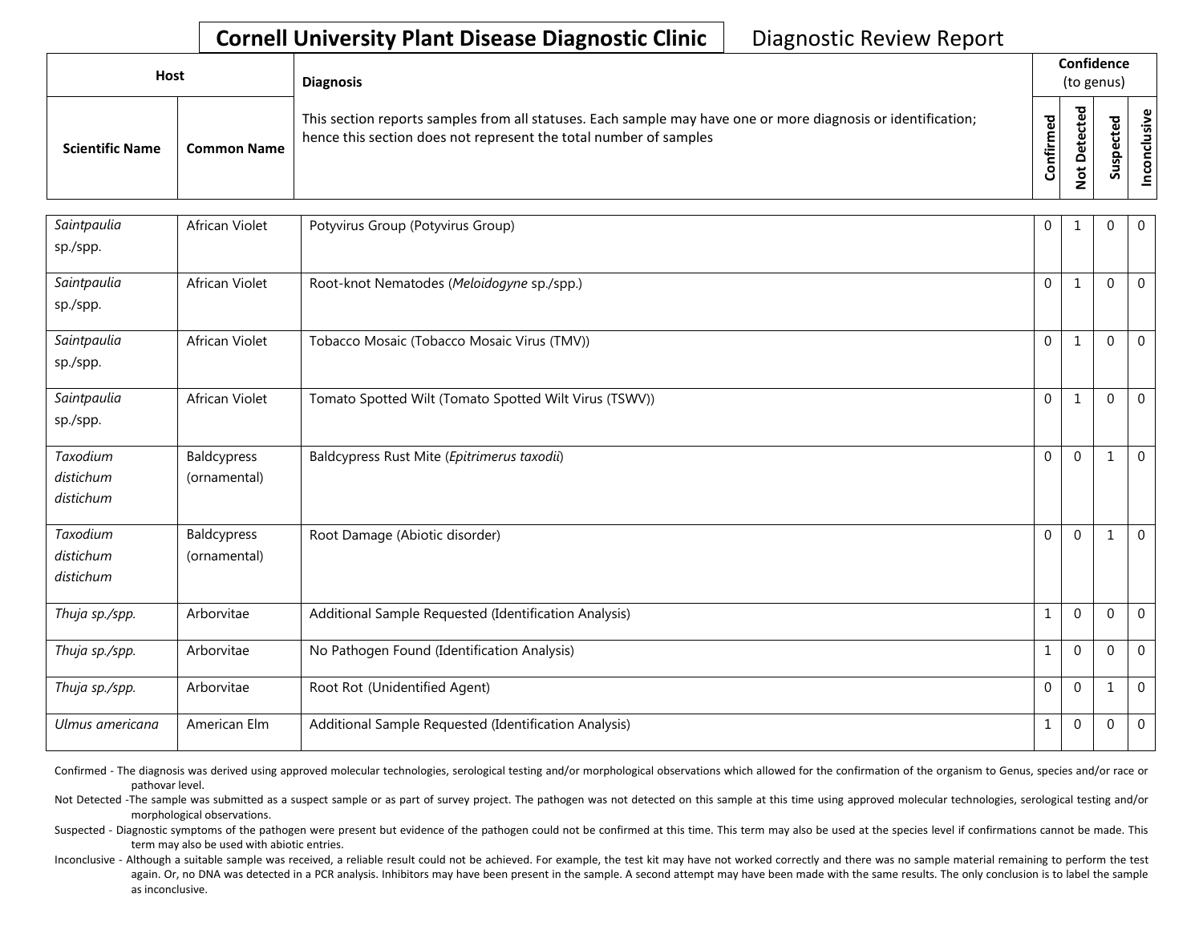# Cornell University Plant Disease Diagnostic Clinic

Diagnostic Review Report

| Host | | Diagnosis | Confidence (to genus) | | | |
|---|---|---|---|---|---|---|
| **Scientific Name** | **Common Name** | This section reports samples from all statuses. Each sample may have one or more diagnosis or identification; hence this section does not represent the total number of samples | **Confirmed** | **Not Detected** | **Suspected** | **Inconclusive** |
| *Saintpaulia* sp./spp. | African Violet | Potyvirus Group (Potyvirus Group) | 0 | 1 | 0 | 0 |
| *Saintpaulia* sp./spp. | African Violet | Root-knot Nematodes (*Meloidogyne* sp./spp.) | 0 | 1 | 0 | 0 |
| *Saintpaulia* sp./spp. | African Violet | Tobacco Mosaic (Tobacco Mosaic Virus (TMV)) | 0 | 1 | 0 | 0 |
| *Saintpaulia* sp./spp. | African Violet | Tomato Spotted Wilt (Tomato Spotted Wilt Virus (TSWV)) | 0 | 1 | 0 | 0 |
| *Taxodium distichum distichum* | Baldcypress (ornamental) | Baldcypress Rust Mite (*Epitrimerus taxodii*) | 0 | 0 | 1 | 0 |
| *Taxodium distichum distichum* | Baldcypress (ornamental) | Root Damage (Abiotic disorder) | 0 | 0 | 1 | 0 |
| *Thuja sp./spp.* | Arborvitae | Additional Sample Requested (Identification Analysis) | 1 | 0 | 0 | 0 |
| *Thuja sp./spp.* | Arborvitae | No Pathogen Found (Identification Analysis) | 1 | 0 | 0 | 0 |
| *Thuja sp./spp.* | Arborvitae | Root Rot (Unidentified Agent) | 0 | 0 | 1 | 0 |
| *Ulmus americana* | American Elm | Additional Sample Requested (Identification Analysis) | 1 | 0 | 0 | 0 |

Confirmed - The diagnosis was derived using approved molecular technologies, serological testing and/or morphological observations which allowed for the confirmation of the organism to Genus, species and/or race or pathovar level.

Not Detected -The sample was submitted as a suspect sample or as part of survey project. The pathogen was not detected on this sample at this time using approved molecular technologies, serological testing and/or morphological observations.

Suspected - Diagnostic symptoms of the pathogen were present but evidence of the pathogen could not be confirmed at this time. This term may also be used at the species level if confirmations cannot be made. This term may also be used with abiotic entries.

Inconclusive - Although a suitable sample was received, a reliable result could not be achieved. For example, the test kit may have not worked correctly and there was no sample material remaining to perform the test again. Or, no DNA was detected in a PCR analysis. Inhibitors may have been present in the sample. A second attempt may have been made with the same results. The only conclusion is to label the sample as inconclusive.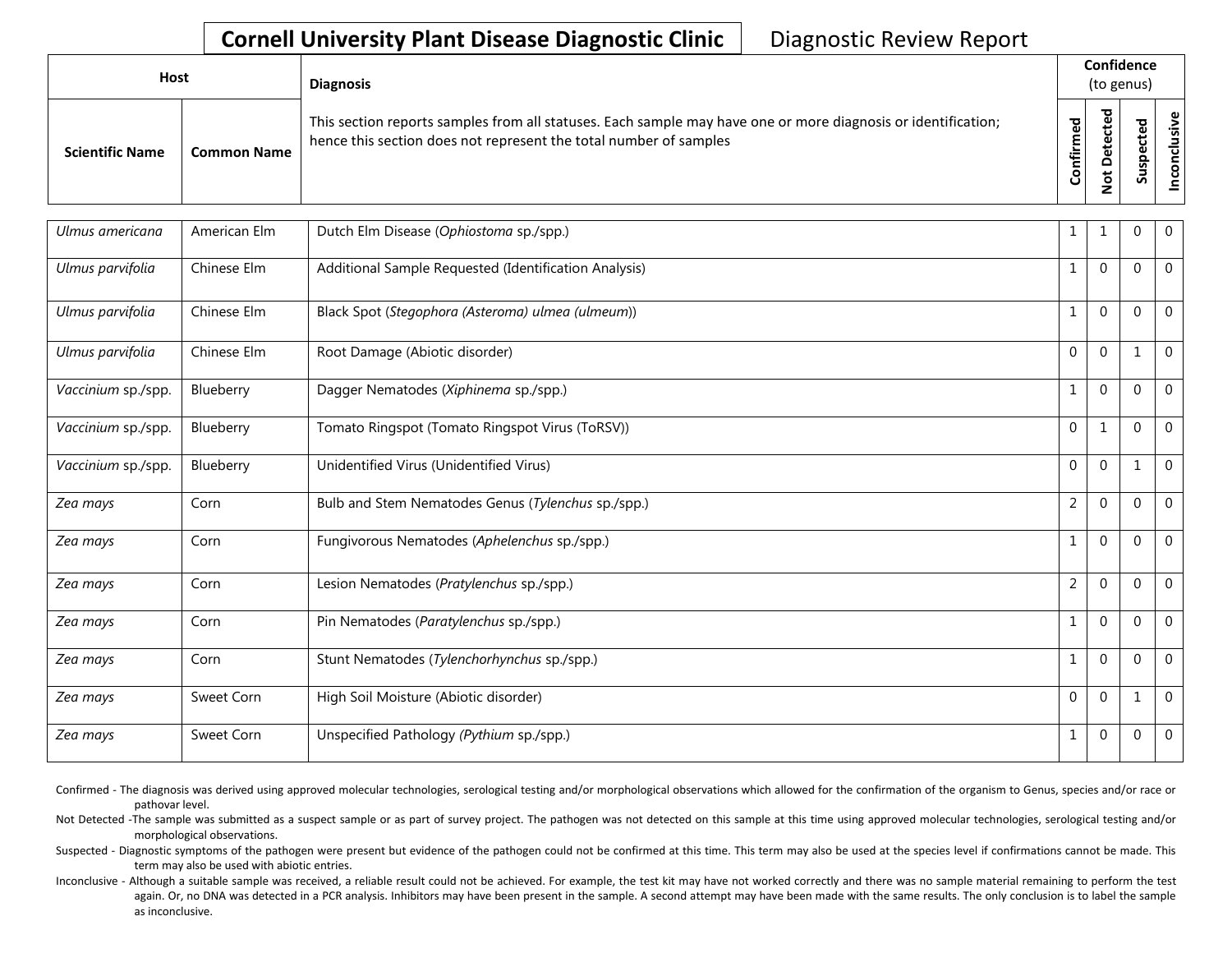**Cornell University Plant Disease Diagnostic Clinic** Diagnostic Review Report

| Host | | Diagnosis | Confidence (to genus) | | | |
|---|---|---|---|---|---|---|
| Scientific Name | Common Name | This section reports samples from all statuses. Each sample may have one or more diagnosis or identification; hence this section does not represent the total number of samples | Confirmed | Not Detected | Suspected | Inconclusive |
| *Ulmus americana* | American Elm | Dutch Elm Disease (*Ophiostoma* sp./spp.) | 1 | 1 | 0 | 0 |
| *Ulmus parvifolia* | Chinese Elm | Additional Sample Requested (Identification Analysis) | 1 | 0 | 0 | 0 |
| *Ulmus parvifolia* | Chinese Elm | Black Spot (*Stegophora (Asteroma) ulmea (ulmeum)*) | 1 | 0 | 0 | 0 |
| *Ulmus parvifolia* | Chinese Elm | Root Damage (Abiotic disorder) | 0 | 0 | 1 | 0 |
| *Vaccinium* sp./spp. | Blueberry | Dagger Nematodes (*Xiphinema* sp./spp.) | 1 | 0 | 0 | 0 |
| *Vaccinium* sp./spp. | Blueberry | Tomato Ringspot (Tomato Ringspot Virus (ToRSV)) | 0 | 1 | 0 | 0 |
| *Vaccinium* sp./spp. | Blueberry | Unidentified Virus (Unidentified Virus) | 0 | 0 | 1 | 0 |
| *Zea mays* | Corn | Bulb and Stem Nematodes Genus (*Tylenchus* sp./spp.) | 2 | 0 | 0 | 0 |
| *Zea mays* | Corn | Fungivorous Nematodes (*Aphelenchus* sp./spp.) | 1 | 0 | 0 | 0 |
| *Zea mays* | Corn | Lesion Nematodes (*Pratylenchus* sp./spp.) | 2 | 0 | 0 | 0 |
| *Zea mays* | Corn | Pin Nematodes (*Paratylenchus* sp./spp.) | 1 | 0 | 0 | 0 |
| *Zea mays* | Corn | Stunt Nematodes (*Tylenchorhynchus* sp./spp.) | 1 | 0 | 0 | 0 |
| *Zea mays* | Sweet Corn | High Soil Moisture (Abiotic disorder) | 0 | 0 | 1 | 0 |
| *Zea mays* | Sweet Corn | Unspecified Pathology *(Pythium* sp./spp.) | 1 | 0 | 0 | 0 |

Confirmed - The diagnosis was derived using approved molecular technologies, serological testing and/or morphological observations which allowed for the confirmation of the organism to Genus, species and/or race or pathovar level.

Not Detected -The sample was submitted as a suspect sample or as part of survey project. The pathogen was not detected on this sample at this time using approved molecular technologies, serological testing and/or morphological observations.

Suspected - Diagnostic symptoms of the pathogen were present but evidence of the pathogen could not be confirmed at this time. This term may also be used at the species level if confirmations cannot be made. This term may also be used with abiotic entries.

Inconclusive - Although a suitable sample was received, a reliable result could not be achieved. For example, the test kit may have not worked correctly and there was no sample material remaining to perform the test again. Or, no DNA was detected in a PCR analysis. Inhibitors may have been present in the sample. A second attempt may have been made with the same results. The only conclusion is to label the sample as inconclusive.